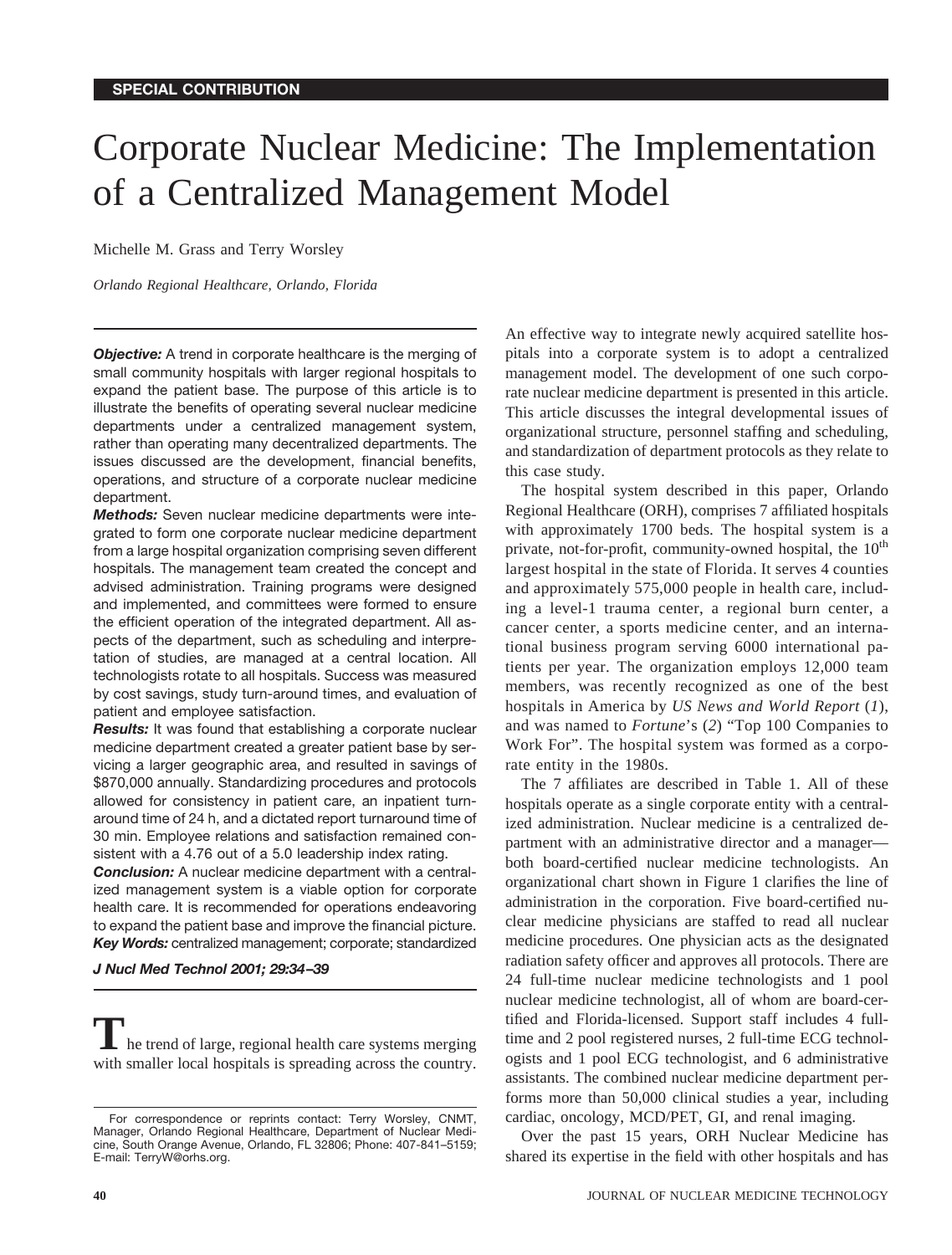**SPECIAL CONTRIBUTION**

# Corporate Nuclear Medicine: The Implementation of a Centralized Management Model

Michelle M. Grass and Terry Worsley

*Orlando Regional Healthcare, Orlando, Florida*

***Objective:*** A trend in corporate healthcare is the merging of small community hospitals with larger regional hospitals to expand the patient base. The purpose of this article is to illustrate the benefits of operating several nuclear medicine departments under a centralized management system, rather than operating many decentralized departments. The issues discussed are the development, financial benefits, operations, and structure of a corporate nuclear medicine department.

***Methods:*** Seven nuclear medicine departments were integrated to form one corporate nuclear medicine department from a large hospital organization comprising seven different hospitals. The management team created the concept and advised administration. Training programs were designed and implemented, and committees were formed to ensure the efficient operation of the integrated department. All aspects of the department, such as scheduling and interpretation of studies, are managed at a central location. All technologists rotate to all hospitals. Success was measured by cost savings, study turn-around times, and evaluation of patient and employee satisfaction.

***Results:*** It was found that establishing a corporate nuclear medicine department created a greater patient base by servicing a larger geographic area, and resulted in savings of $870,000 annually. Standardizing procedures and protocols allowed for consistency in patient care, an inpatient turnaround time of 24 h, and a dictated report turnaround time of 30 min. Employee relations and satisfaction remained consistent with a 4.76 out of a 5.0 leadership index rating.

***Conclusion:*** A nuclear medicine department with a centralized management system is a viable option for corporate health care. It is recommended for operations endeavoring to expand the patient base and improve the financial picture.

***Key Words:*** centralized management; corporate; standardized

***J Nucl Med Technol 2001; 29:34–39***

The trend of large, regional health care systems merging with smaller local hospitals is spreading across the country. An effective way to integrate newly acquired satellite hospitals into a corporate system is to adopt a centralized management model. The development of one such corporate nuclear medicine department is presented in this article. This article discusses the integral developmental issues of organizational structure, personnel staffing and scheduling, and standardization of department protocols as they relate to this case study.

The hospital system described in this paper, Orlando Regional Healthcare (ORH), comprises 7 affiliated hospitals with approximately 1700 beds. The hospital system is a private, not-for-profit, community-owned hospital, the 10th largest hospital in the state of Florida. It serves 4 counties and approximately 575,000 people in health care, including a level-1 trauma center, a regional burn center, a cancer center, a sports medicine center, and an international business program serving 6000 international patients per year. The organization employs 12,000 team members, was recently recognized as one of the best hospitals in America by *US News and World Report* (*1*), and was named to *Fortune*'s (*2*) "Top 100 Companies to Work For". The hospital system was formed as a corporate entity in the 1980s.

The 7 affiliates are described in Table 1. All of these hospitals operate as a single corporate entity with a centralized administration. Nuclear medicine is a centralized department with an administrative director and a manager—both board-certified nuclear medicine technologists. An organizational chart shown in Figure 1 clarifies the line of administration in the corporation. Five board-certified nuclear medicine physicians are staffed to read all nuclear medicine procedures. One physician acts as the designated radiation safety officer and approves all protocols. There are 24 full-time nuclear medicine technologists and 1 pool nuclear medicine technologist, all of whom are board-certified and Florida-licensed. Support staff includes 4 full-time and 2 pool registered nurses, 2 full-time ECG technologists and 1 pool ECG technologist, and 6 administrative assistants. The combined nuclear medicine department performs more than 50,000 clinical studies a year, including cardiac, oncology, MCD/PET, GI, and renal imaging.

Over the past 15 years, ORH Nuclear Medicine has shared its expertise in the field with other hospitals and has

For correspondence or reprints contact: Terry Worsley, CNMT, Manager, Orlando Regional Healthcare, Department of Nuclear Medicine, South Orange Avenue, Orlando, FL 32806; Phone: 407-841–5159; E-mail: TerryW@orhs.org.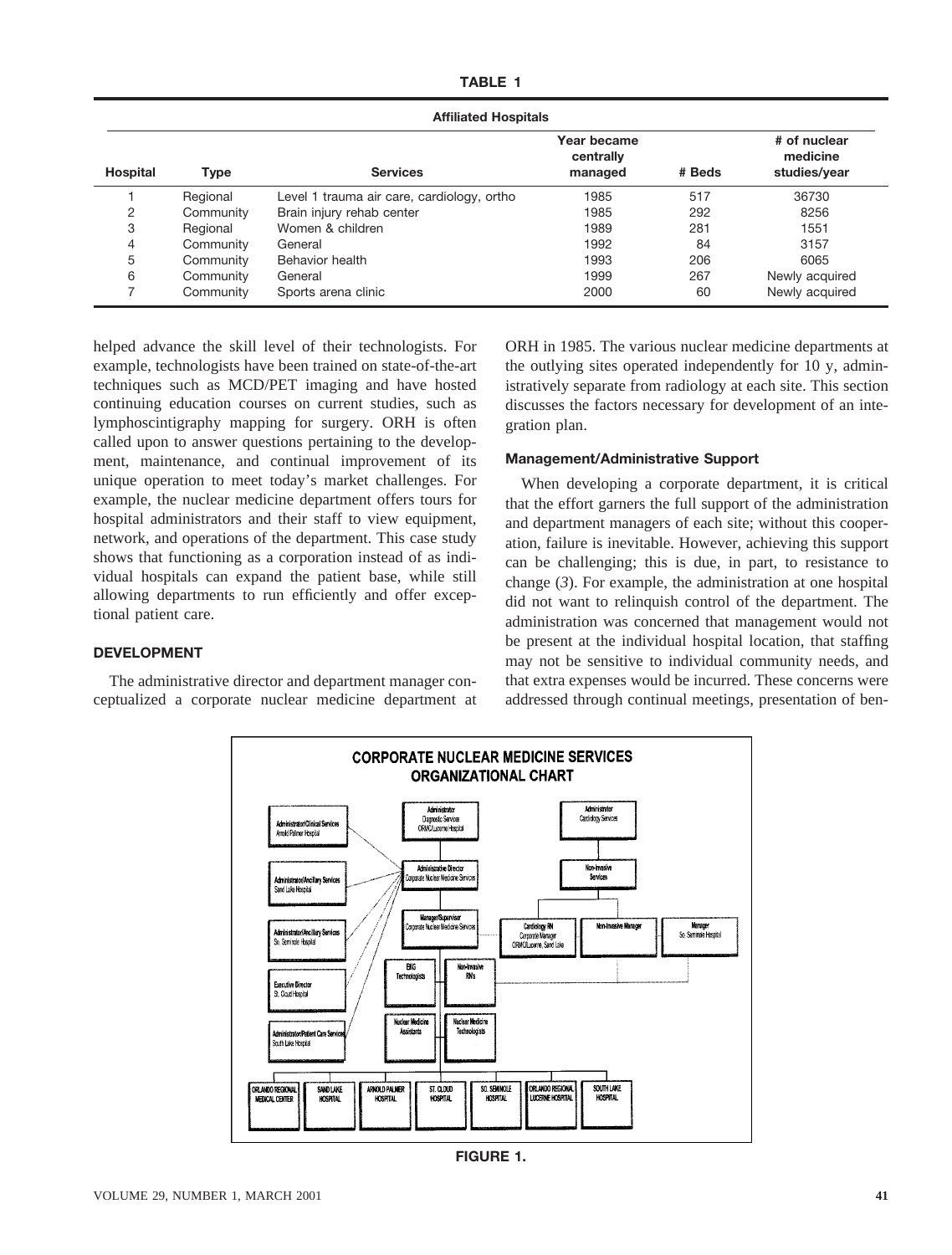**TABLE 1**

| Affiliated Hospitals | | | | | |
|---|---|---|---|---|---|
| Hospital | Type | Services | Year became centrally managed | # Beds | # of nuclear medicine studies/year |
| 1 | Regional | Level 1 trauma air care, cardiology, ortho | 1985 | 517 | 36730 |
| 2 | Community | Brain injury rehab center | 1985 | 292 | 8256 |
| 3 | Regional | Women & children | 1989 | 281 | 1551 |
| 4 | Community | General | 1992 | 84 | 3157 |
| 5 | Community | Behavior health | 1993 | 206 | 6065 |
| 6 | Community | General | 1999 | 267 | Newly acquired |
| 7 | Community | Sports arena clinic | 2000 | 60 | Newly acquired |

helped advance the skill level of their technologists. For example, technologists have been trained on state-of-the-art techniques such as MCD/PET imaging and have hosted continuing education courses on current studies, such as lymphoscintigraphy mapping for surgery. ORH is often called upon to answer questions pertaining to the development, maintenance, and continual improvement of its unique operation to meet today's market challenges. For example, the nuclear medicine department offers tours for hospital administrators and their staff to view equipment, network, and operations of the department. This case study shows that functioning as a corporation instead of as individual hospitals can expand the patient base, while still allowing departments to run efficiently and offer exceptional patient care.

## DEVELOPMENT

The administrative director and department manager conceptualized a corporate nuclear medicine department at ORH in 1985. The various nuclear medicine departments at the outlying sites operated independently for 10 y, administratively separate from radiology at each site. This section discusses the factors necessary for development of an integration plan.

### Management/Administrative Support

When developing a corporate department, it is critical that the effort garners the full support of the administration and department managers of each site; without this cooperation, failure is inevitable. However, achieving this support can be challenging; this is due, in part, to resistance to change (*3*). For example, the administration at one hospital did not want to relinquish control of the department. The administration was concerned that management would not be present at the individual hospital location, that staffing may not be sensitive to individual community needs, and that extra expenses would be incurred. These concerns were addressed through continual meetings, presentation of ben-

**FIGURE 1.**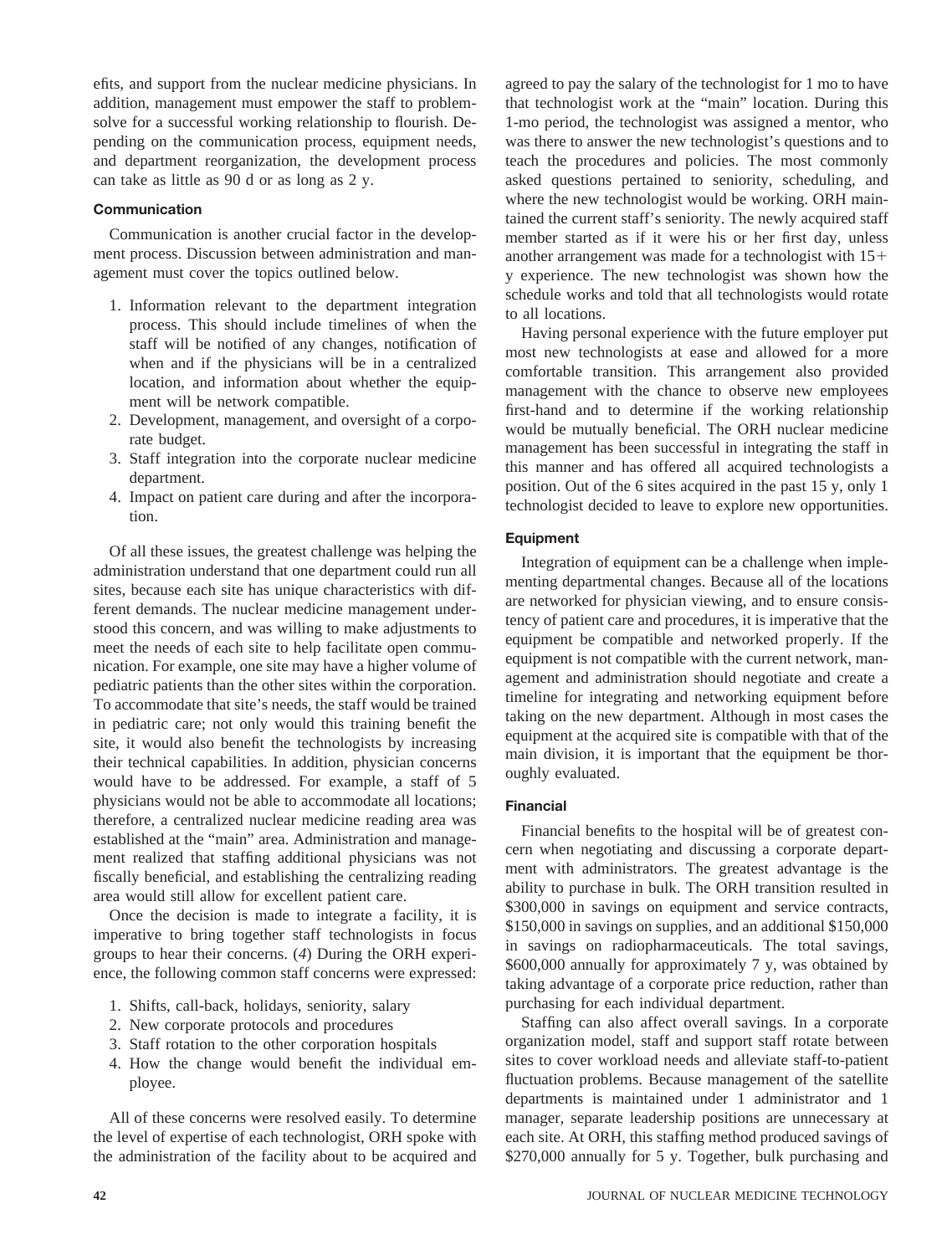efits, and support from the nuclear medicine physicians. In addition, management must empower the staff to problem-solve for a successful working relationship to flourish. Depending on the communication process, equipment needs, and department reorganization, the development process can take as little as 90 d or as long as 2 y.

### Communication

Communication is another crucial factor in the development process. Discussion between administration and management must cover the topics outlined below.

1. Information relevant to the department integration process. This should include timelines of when the staff will be notified of any changes, notification of when and if the physicians will be in a centralized location, and information about whether the equipment will be network compatible.
2. Development, management, and oversight of a corporate budget.
3. Staff integration into the corporate nuclear medicine department.
4. Impact on patient care during and after the incorporation.

Of all these issues, the greatest challenge was helping the administration understand that one department could run all sites, because each site has unique characteristics with different demands. The nuclear medicine management understood this concern, and was willing to make adjustments to meet the needs of each site to help facilitate open communication. For example, one site may have a higher volume of pediatric patients than the other sites within the corporation. To accommodate that site's needs, the staff would be trained in pediatric care; not only would this training benefit the site, it would also benefit the technologists by increasing their technical capabilities. In addition, physician concerns would have to be addressed. For example, a staff of 5 physicians would not be able to accommodate all locations; therefore, a centralized nuclear medicine reading area was established at the "main" area. Administration and management realized that staffing additional physicians was not fiscally beneficial, and establishing the centralizing reading area would still allow for excellent patient care.

Once the decision is made to integrate a facility, it is imperative to bring together staff technologists in focus groups to hear their concerns. (*4*) During the ORH experience, the following common staff concerns were expressed:

1. Shifts, call-back, holidays, seniority, salary
2. New corporate protocols and procedures
3. Staff rotation to the other corporation hospitals
4. How the change would benefit the individual employee.

All of these concerns were resolved easily. To determine the level of expertise of each technologist, ORH spoke with the administration of the facility about to be acquired and agreed to pay the salary of the technologist for 1 mo to have that technologist work at the "main" location. During this 1-mo period, the technologist was assigned a mentor, who was there to answer the new technologist's questions and to teach the procedures and policies. The most commonly asked questions pertained to seniority, scheduling, and where the new technologist would be working. ORH maintained the current staff's seniority. The newly acquired staff member started as if it were his or her first day, unless another arrangement was made for a technologist with 15+ y experience. The new technologist was shown how the schedule works and told that all technologists would rotate to all locations.

Having personal experience with the future employer put most new technologists at ease and allowed for a more comfortable transition. This arrangement also provided management with the chance to observe new employees first-hand and to determine if the working relationship would be mutually beneficial. The ORH nuclear medicine management has been successful in integrating the staff in this manner and has offered all acquired technologists a position. Out of the 6 sites acquired in the past 15 y, only 1 technologist decided to leave to explore new opportunities.

### Equipment

Integration of equipment can be a challenge when implementing departmental changes. Because all of the locations are networked for physician viewing, and to ensure consistency of patient care and procedures, it is imperative that the equipment be compatible and networked properly. If the equipment is not compatible with the current network, management and administration should negotiate and create a timeline for integrating and networking equipment before taking on the new department. Although in most cases the equipment at the acquired site is compatible with that of the main division, it is important that the equipment be thoroughly evaluated.

### Financial

Financial benefits to the hospital will be of greatest concern when negotiating and discussing a corporate department with administrators. The greatest advantage is the ability to purchase in bulk. The ORH transition resulted in \$300,000 in savings on equipment and service contracts, \$150,000 in savings on supplies, and an additional \$150,000 in savings on radiopharmaceuticals. The total savings, \$600,000 annually for approximately 7 y, was obtained by taking advantage of a corporate price reduction, rather than purchasing for each individual department.

Staffing can also affect overall savings. In a corporate organization model, staff and support staff rotate between sites to cover workload needs and alleviate staff-to-patient fluctuation problems. Because management of the satellite departments is maintained under 1 administrator and 1 manager, separate leadership positions are unnecessary at each site. At ORH, this staffing method produced savings of \$270,000 annually for 5 y. Together, bulk purchasing and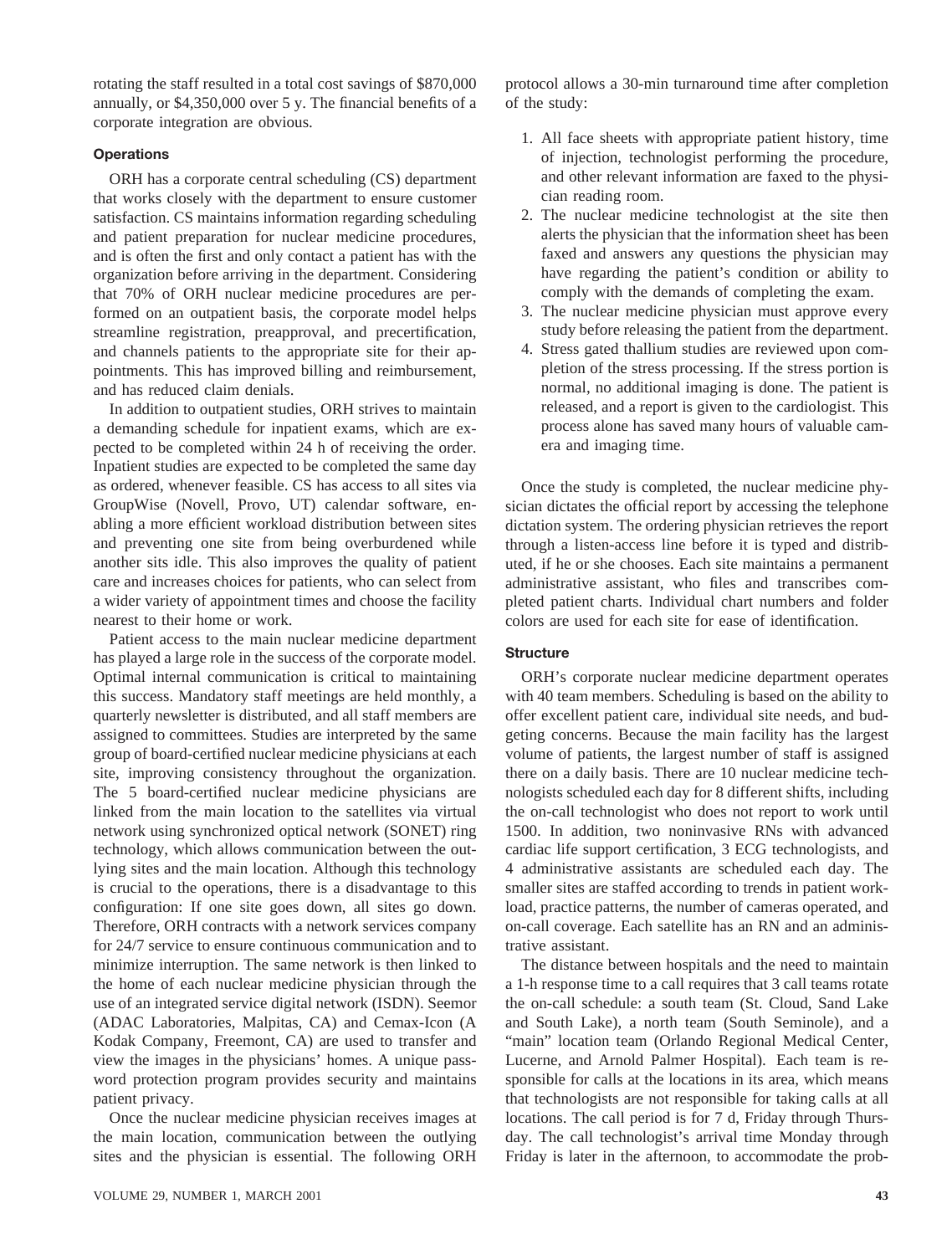rotating the staff resulted in a total cost savings of $870,000 annually, or $4,350,000 over 5 y. The financial benefits of a corporate integration are obvious.

### Operations

ORH has a corporate central scheduling (CS) department that works closely with the department to ensure customer satisfaction. CS maintains information regarding scheduling and patient preparation for nuclear medicine procedures, and is often the first and only contact a patient has with the organization before arriving in the department. Considering that 70% of ORH nuclear medicine procedures are performed on an outpatient basis, the corporate model helps streamline registration, preapproval, and precertification, and channels patients to the appropriate site for their appointments. This has improved billing and reimbursement, and has reduced claim denials.

In addition to outpatient studies, ORH strives to maintain a demanding schedule for inpatient exams, which are expected to be completed within 24 h of receiving the order. Inpatient studies are expected to be completed the same day as ordered, whenever feasible. CS has access to all sites via GroupWise (Novell, Provo, UT) calendar software, enabling a more efficient workload distribution between sites and preventing one site from being overburdened while another sits idle. This also improves the quality of patient care and increases choices for patients, who can select from a wider variety of appointment times and choose the facility nearest to their home or work.

Patient access to the main nuclear medicine department has played a large role in the success of the corporate model. Optimal internal communication is critical to maintaining this success. Mandatory staff meetings are held monthly, a quarterly newsletter is distributed, and all staff members are assigned to committees. Studies are interpreted by the same group of board-certified nuclear medicine physicians at each site, improving consistency throughout the organization. The 5 board-certified nuclear medicine physicians are linked from the main location to the satellites via virtual network using synchronized optical network (SONET) ring technology, which allows communication between the outlying sites and the main location. Although this technology is crucial to the operations, there is a disadvantage to this configuration: If one site goes down, all sites go down. Therefore, ORH contracts with a network services company for 24/7 service to ensure continuous communication and to minimize interruption. The same network is then linked to the home of each nuclear medicine physician through the use of an integrated service digital network (ISDN). Seemor (ADAC Laboratories, Malpitas, CA) and Cemax-Icon (A Kodak Company, Freemont, CA) are used to transfer and view the images in the physicians' homes. A unique password protection program provides security and maintains patient privacy.

Once the nuclear medicine physician receives images at the main location, communication between the outlying sites and the physician is essential. The following ORH protocol allows a 30-min turnaround time after completion of the study:

1. All face sheets with appropriate patient history, time of injection, technologist performing the procedure, and other relevant information are faxed to the physician reading room.
2. The nuclear medicine technologist at the site then alerts the physician that the information sheet has been faxed and answers any questions the physician may have regarding the patient's condition or ability to comply with the demands of completing the exam.
3. The nuclear medicine physician must approve every study before releasing the patient from the department.
4. Stress gated thallium studies are reviewed upon completion of the stress processing. If the stress portion is normal, no additional imaging is done. The patient is released, and a report is given to the cardiologist. This process alone has saved many hours of valuable camera and imaging time.

Once the study is completed, the nuclear medicine physician dictates the official report by accessing the telephone dictation system. The ordering physician retrieves the report through a listen-access line before it is typed and distributed, if he or she chooses. Each site maintains a permanent administrative assistant, who files and transcribes completed patient charts. Individual chart numbers and folder colors are used for each site for ease of identification.

### Structure

ORH's corporate nuclear medicine department operates with 40 team members. Scheduling is based on the ability to offer excellent patient care, individual site needs, and budgeting concerns. Because the main facility has the largest volume of patients, the largest number of staff is assigned there on a daily basis. There are 10 nuclear medicine technologists scheduled each day for 8 different shifts, including the on-call technologist who does not report to work until 1500. In addition, two noninvasive RNs with advanced cardiac life support certification, 3 ECG technologists, and 4 administrative assistants are scheduled each day. The smaller sites are staffed according to trends in patient workload, practice patterns, the number of cameras operated, and on-call coverage. Each satellite has an RN and an administrative assistant.

The distance between hospitals and the need to maintain a 1-h response time to a call requires that 3 call teams rotate the on-call schedule: a south team (St. Cloud, Sand Lake and South Lake), a north team (South Seminole), and a "main" location team (Orlando Regional Medical Center, Lucerne, and Arnold Palmer Hospital). Each team is responsible for calls at the locations in its area, which means that technologists are not responsible for taking calls at all locations. The call period is for 7 d, Friday through Thursday. The call technologist's arrival time Monday through Friday is later in the afternoon, to accommodate the prob-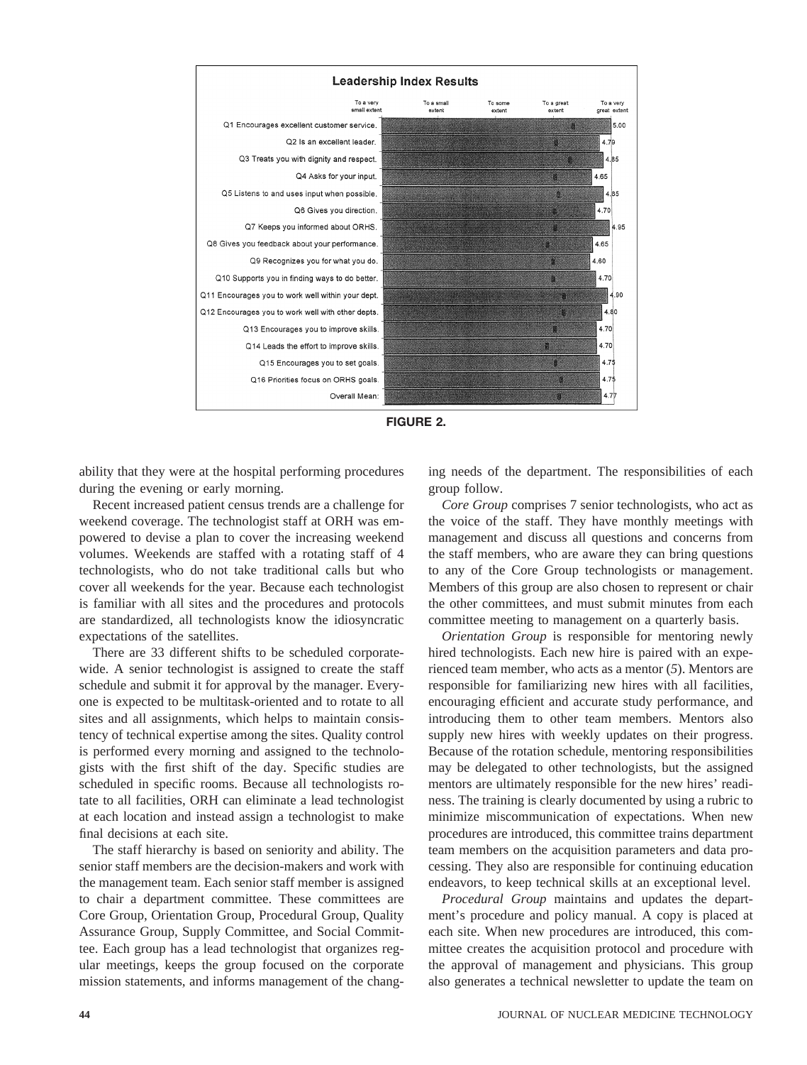**Leadership Index Results**

Scale: To a very small extent – To a small extent – To some extent – To a great extent – To a very great extent

| Item | Mean |
|---|---|
| Q1 Encourages excellent customer service. | 5.00 |
| Q2 Is an excellent leader. | 4.79 |
| Q3 Treats you with dignity and respect. | 4.85 |
| Q4 Asks for your input. | 4.65 |
| Q5 Listens to and uses input when possible. | 4.85 |
| Q6 Gives you direction. | 4.70 |
| Q7 Keeps you informed about ORHS. | 4.95 |
| Q8 Gives you feedback about your performance. | 4.65 |
| Q9 Recognizes you for what you do. | 4.60 |
| Q10 Supports you in finding ways to do better. | 4.70 |
| Q11 Encourages you to work well within your dept. | 4.90 |
| Q12 Encourages you to work well with other depts. | 4.80 |
| Q13 Encourages you to improve skills. | 4.70 |
| Q14 Leads the effort to improve skills. | 4.70 |
| Q15 Encourages you to set goals. | 4.75 |
| Q16 Priorities focus on ORHS goals. | 4.75 |
| Overall Mean: | 4.77 |

**FIGURE 2.**

ability that they were at the hospital performing procedures during the evening or early morning.

Recent increased patient census trends are a challenge for weekend coverage. The technologist staff at ORH was empowered to devise a plan to cover the increasing weekend volumes. Weekends are staffed with a rotating staff of 4 technologists, who do not take traditional calls but who cover all weekends for the year. Because each technologist is familiar with all sites and the procedures and protocols are standardized, all technologists know the idiosyncratic expectations of the satellites.

There are 33 different shifts to be scheduled corporate-wide. A senior technologist is assigned to create the staff schedule and submit it for approval by the manager. Everyone is expected to be multitask-oriented and to rotate to all sites and all assignments, which helps to maintain consistency of technical expertise among the sites. Quality control is performed every morning and assigned to the technologists with the first shift of the day. Specific studies are scheduled in specific rooms. Because all technologists rotate to all facilities, ORH can eliminate a lead technologist at each location and instead assign a technologist to make final decisions at each site.

The staff hierarchy is based on seniority and ability. The senior staff members are the decision-makers and work with the management team. Each senior staff member is assigned to chair a department committee. These committees are Core Group, Orientation Group, Procedural Group, Quality Assurance Group, Supply Committee, and Social Committee. Each group has a lead technologist that organizes regular meetings, keeps the group focused on the corporate mission statements, and informs management of the changing needs of the department. The responsibilities of each group follow.

*Core Group* comprises 7 senior technologists, who act as the voice of the staff. They have monthly meetings with management and discuss all questions and concerns from the staff members, who are aware they can bring questions to any of the Core Group technologists or management. Members of this group are also chosen to represent or chair the other committees, and must submit minutes from each committee meeting to management on a quarterly basis.

*Orientation Group* is responsible for mentoring newly hired technologists. Each new hire is paired with an experienced team member, who acts as a mentor (*5*). Mentors are responsible for familiarizing new hires with all facilities, encouraging efficient and accurate study performance, and introducing them to other team members. Mentors also supply new hires with weekly updates on their progress. Because of the rotation schedule, mentoring responsibilities may be delegated to other technologists, but the assigned mentors are ultimately responsible for the new hires' readiness. The training is clearly documented by using a rubric to minimize miscommunication of expectations. When new procedures are introduced, this committee trains department team members on the acquisition parameters and data processing. They also are responsible for continuing education endeavors, to keep technical skills at an exceptional level.

*Procedural Group* maintains and updates the department's procedure and policy manual. A copy is placed at each site. When new procedures are introduced, this committee creates the acquisition protocol and procedure with the approval of management and physicians. This group also generates a technical newsletter to update the team on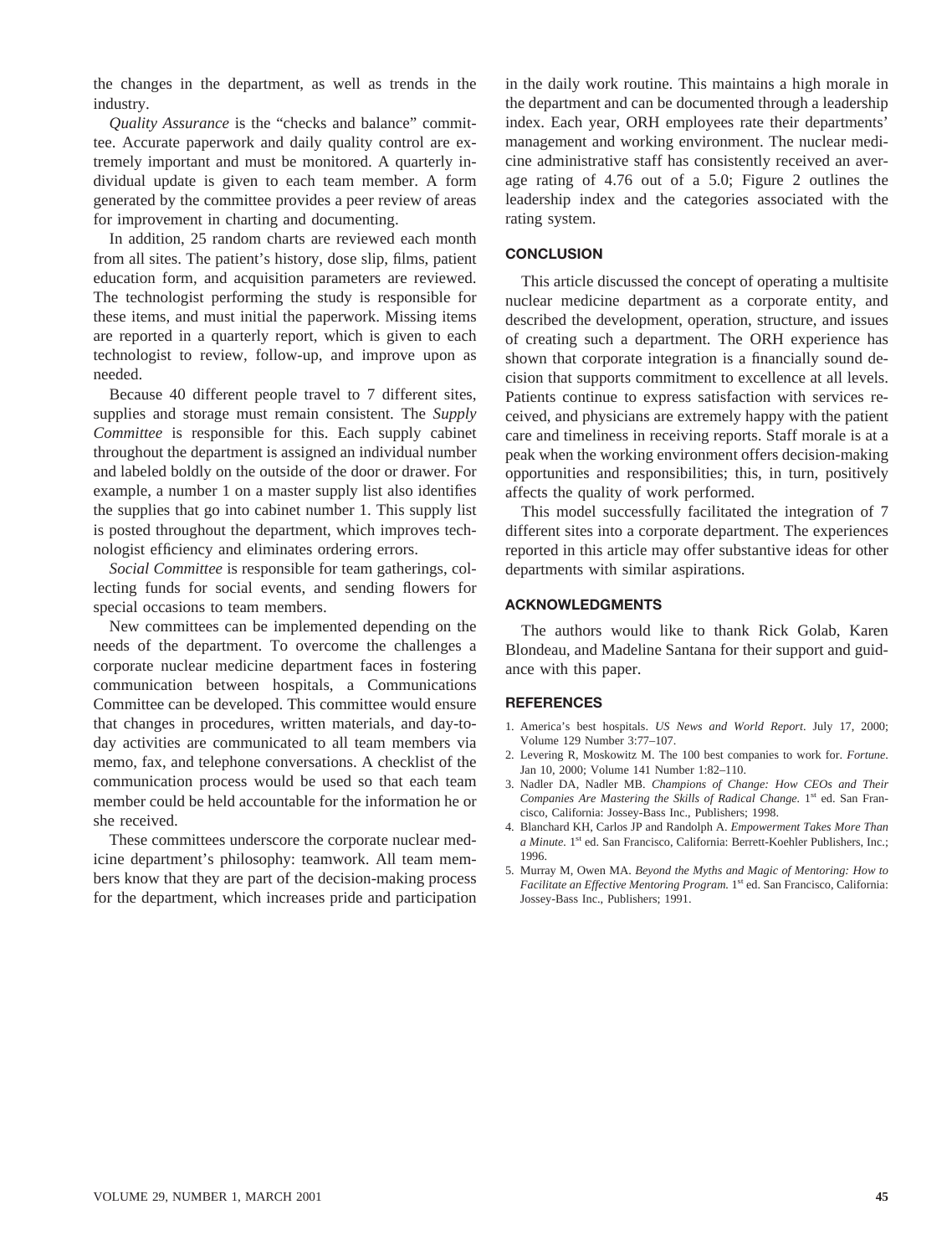the changes in the department, as well as trends in the industry.

*Quality Assurance* is the "checks and balance" committee. Accurate paperwork and daily quality control are extremely important and must be monitored. A quarterly individual update is given to each team member. A form generated by the committee provides a peer review of areas for improvement in charting and documenting.

In addition, 25 random charts are reviewed each month from all sites. The patient's history, dose slip, films, patient education form, and acquisition parameters are reviewed. The technologist performing the study is responsible for these items, and must initial the paperwork. Missing items are reported in a quarterly report, which is given to each technologist to review, follow-up, and improve upon as needed.

Because 40 different people travel to 7 different sites, supplies and storage must remain consistent. The *Supply Committee* is responsible for this. Each supply cabinet throughout the department is assigned an individual number and labeled boldly on the outside of the door or drawer. For example, a number 1 on a master supply list also identifies the supplies that go into cabinet number 1. This supply list is posted throughout the department, which improves technologist efficiency and eliminates ordering errors.

*Social Committee* is responsible for team gatherings, collecting funds for social events, and sending flowers for special occasions to team members.

New committees can be implemented depending on the needs of the department. To overcome the challenges a corporate nuclear medicine department faces in fostering communication between hospitals, a Communications Committee can be developed. This committee would ensure that changes in procedures, written materials, and day-to-day activities are communicated to all team members via memo, fax, and telephone conversations. A checklist of the communication process would be used so that each team member could be held accountable for the information he or she received.

These committees underscore the corporate nuclear medicine department's philosophy: teamwork. All team members know that they are part of the decision-making process for the department, which increases pride and participation in the daily work routine. This maintains a high morale in the department and can be documented through a leadership index. Each year, ORH employees rate their departments' management and working environment. The nuclear medicine administrative staff has consistently received an average rating of 4.76 out of a 5.0; Figure 2 outlines the leadership index and the categories associated with the rating system.

## CONCLUSION

This article discussed the concept of operating a multisite nuclear medicine department as a corporate entity, and described the development, operation, structure, and issues of creating such a department. The ORH experience has shown that corporate integration is a financially sound decision that supports commitment to excellence at all levels. Patients continue to express satisfaction with services received, and physicians are extremely happy with the patient care and timeliness in receiving reports. Staff morale is at a peak when the working environment offers decision-making opportunities and responsibilities; this, in turn, positively affects the quality of work performed.

This model successfully facilitated the integration of 7 different sites into a corporate department. The experiences reported in this article may offer substantive ideas for other departments with similar aspirations.

## ACKNOWLEDGMENTS

The authors would like to thank Rick Golab, Karen Blondeau, and Madeline Santana for their support and guidance with this paper.

## REFERENCES

1. America's best hospitals. *US News and World Report*. July 17, 2000; Volume 129 Number 3:77–107.
2. Levering R, Moskowitz M. The 100 best companies to work for. *Fortune*. Jan 10, 2000; Volume 141 Number 1:82–110.
3. Nadler DA, Nadler MB. *Champions of Change: How CEOs and Their Companies Are Mastering the Skills of Radical Change.* 1st ed. San Francisco, California: Jossey-Bass Inc., Publishers; 1998.
4. Blanchard KH, Carlos JP and Randolph A. *Empowerment Takes More Than a Minute.* 1st ed. San Francisco, California: Berrett-Koehler Publishers, Inc.; 1996.
5. Murray M, Owen MA. *Beyond the Myths and Magic of Mentoring: How to Facilitate an Effective Mentoring Program.* 1st ed. San Francisco, California: Jossey-Bass Inc., Publishers; 1991.